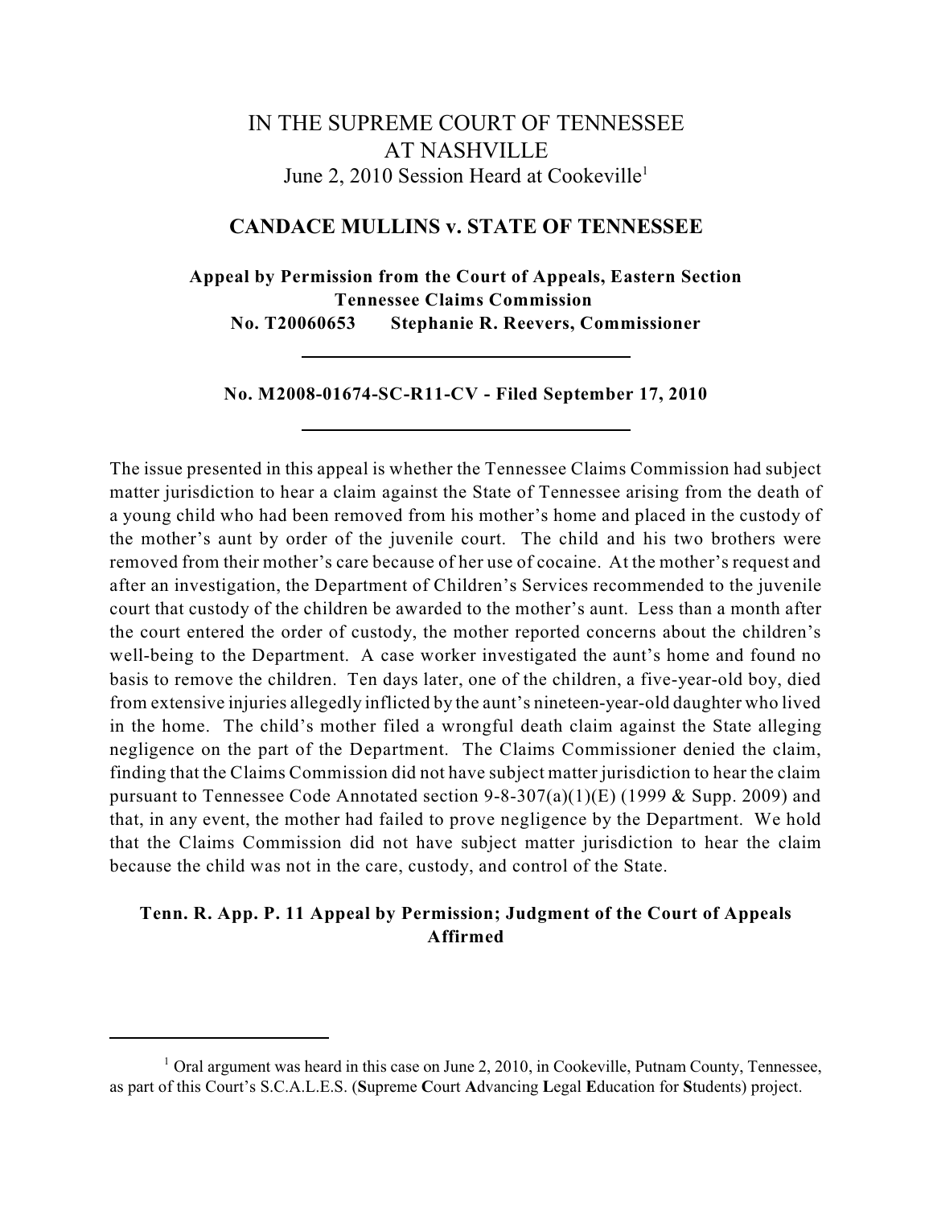# IN THE SUPREME COURT OF TENNESSEE
# AT NASHVILLE

June 2, 2010 Session Heard at Cookeville[1]

## CANDACE MULLINS v. STATE OF TENNESSEE

**Appeal by Permission from the Court of Appeals, Eastern Section**
**Tennessee Claims Commission**
**No. T20060653 Stephanie R. Reevers, Commissioner**

---

**No. M2008-01674-SC-R11-CV - Filed September 17, 2010**

---

The issue presented in this appeal is whether the Tennessee Claims Commission had subject matter jurisdiction to hear a claim against the State of Tennessee arising from the death of a young child who had been removed from his mother's home and placed in the custody of the mother's aunt by order of the juvenile court. The child and his two brothers were removed from their mother's care because of her use of cocaine. At the mother's request and after an investigation, the Department of Children's Services recommended to the juvenile court that custody of the children be awarded to the mother's aunt. Less than a month after the court entered the order of custody, the mother reported concerns about the children's well-being to the Department. A case worker investigated the aunt's home and found no basis to remove the children. Ten days later, one of the children, a five-year-old boy, died from extensive injuries allegedly inflicted by the aunt's nineteen-year-old daughter who lived in the home. The child's mother filed a wrongful death claim against the State alleging negligence on the part of the Department. The Claims Commissioner denied the claim, finding that the Claims Commission did not have subject matter jurisdiction to hear the claim pursuant to Tennessee Code Annotated section 9-8-307(a)(1)(E) (1999 & Supp. 2009) and that, in any event, the mother had failed to prove negligence by the Department. We hold that the Claims Commission did not have subject matter jurisdiction to hear the claim because the child was not in the care, custody, and control of the State.

**Tenn. R. App. P. 11 Appeal by Permission; Judgment of the Court of Appeals Affirmed**

---

[1] Oral argument was heard in this case on June 2, 2010, in Cookeville, Putnam County, Tennessee, as part of this Court's S.C.A.L.E.S. (**S**upreme **C**ourt **A**dvancing **L**egal **E**ducation for **S**tudents) project.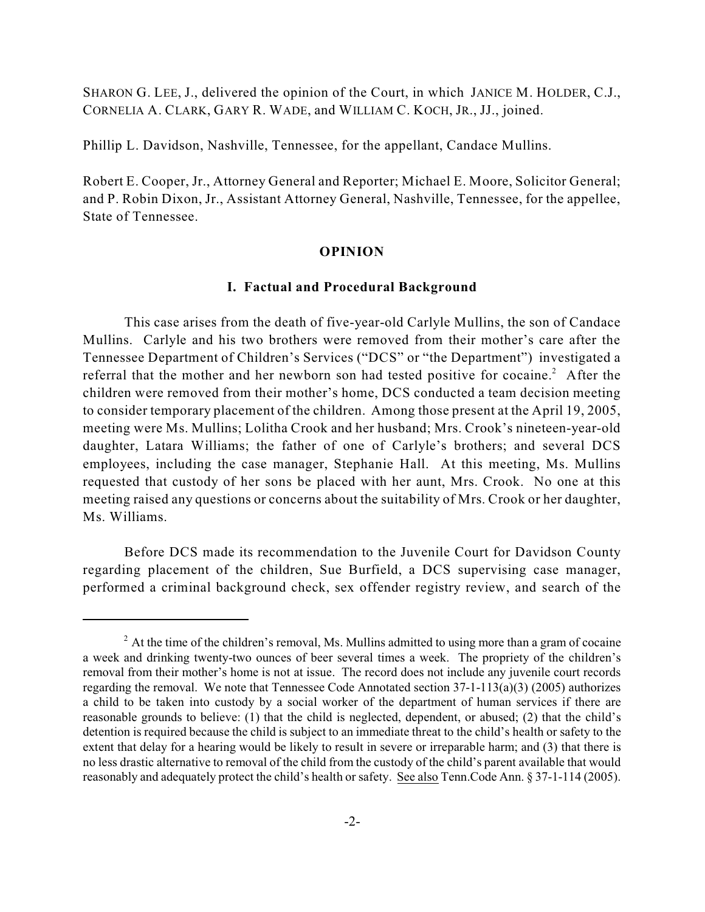SHARON G. LEE, J., delivered the opinion of the Court, in which JANICE M. HOLDER, C.J., CORNELIA A. CLARK, GARY R. WADE, and WILLIAM C. KOCH, JR., JJ., joined.

Phillip L. Davidson, Nashville, Tennessee, for the appellant, Candace Mullins.

Robert E. Cooper, Jr., Attorney General and Reporter; Michael E. Moore, Solicitor General; and P. Robin Dixon, Jr., Assistant Attorney General, Nashville, Tennessee, for the appellee, State of Tennessee.

## OPINION

### I. Factual and Procedural Background

This case arises from the death of five-year-old Carlyle Mullins, the son of Candace Mullins. Carlyle and his two brothers were removed from their mother's care after the Tennessee Department of Children's Services ("DCS" or "the Department") investigated a referral that the mother and her newborn son had tested positive for cocaine.[2] After the children were removed from their mother's home, DCS conducted a team decision meeting to consider temporary placement of the children. Among those present at the April 19, 2005, meeting were Ms. Mullins; Lolitha Crook and her husband; Mrs. Crook's nineteen-year-old daughter, Latara Williams; the father of one of Carlyle's brothers; and several DCS employees, including the case manager, Stephanie Hall. At this meeting, Ms. Mullins requested that custody of her sons be placed with her aunt, Mrs. Crook. No one at this meeting raised any questions or concerns about the suitability of Mrs. Crook or her daughter, Ms. Williams.

Before DCS made its recommendation to the Juvenile Court for Davidson County regarding placement of the children, Sue Burfield, a DCS supervising case manager, performed a criminal background check, sex offender registry review, and search of the

---

[2] At the time of the children's removal, Ms. Mullins admitted to using more than a gram of cocaine a week and drinking twenty-two ounces of beer several times a week. The propriety of the children's removal from their mother's home is not at issue. The record does not include any juvenile court records regarding the removal. We note that Tennessee Code Annotated section 37-1-113(a)(3) (2005) authorizes a child to be taken into custody by a social worker of the department of human services if there are reasonable grounds to believe: (1) that the child is neglected, dependent, or abused; (2) that the child's detention is required because the child is subject to an immediate threat to the child's health or safety to the extent that delay for a hearing would be likely to result in severe or irreparable harm; and (3) that there is no less drastic alternative to removal of the child from the custody of the child's parent available that would reasonably and adequately protect the child's health or safety. See also Tenn.Code Ann. § 37-1-114 (2005).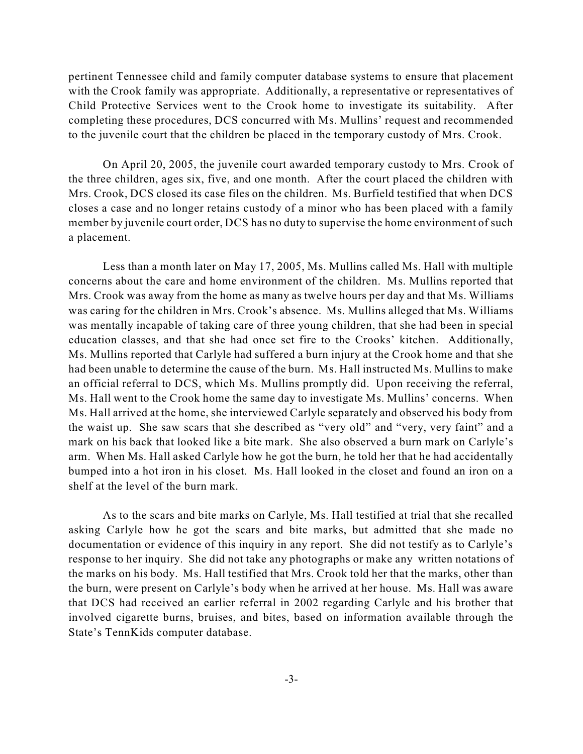pertinent Tennessee child and family computer database systems to ensure that placement with the Crook family was appropriate. Additionally, a representative or representatives of Child Protective Services went to the Crook home to investigate its suitability. After completing these procedures, DCS concurred with Ms. Mullins' request and recommended to the juvenile court that the children be placed in the temporary custody of Mrs. Crook.

On April 20, 2005, the juvenile court awarded temporary custody to Mrs. Crook of the three children, ages six, five, and one month. After the court placed the children with Mrs. Crook, DCS closed its case files on the children. Ms. Burfield testified that when DCS closes a case and no longer retains custody of a minor who has been placed with a family member by juvenile court order, DCS has no duty to supervise the home environment of such a placement.

Less than a month later on May 17, 2005, Ms. Mullins called Ms. Hall with multiple concerns about the care and home environment of the children. Ms. Mullins reported that Mrs. Crook was away from the home as many as twelve hours per day and that Ms. Williams was caring for the children in Mrs. Crook's absence. Ms. Mullins alleged that Ms. Williams was mentally incapable of taking care of three young children, that she had been in special education classes, and that she had once set fire to the Crooks' kitchen. Additionally, Ms. Mullins reported that Carlyle had suffered a burn injury at the Crook home and that she had been unable to determine the cause of the burn. Ms. Hall instructed Ms. Mullins to make an official referral to DCS, which Ms. Mullins promptly did. Upon receiving the referral, Ms. Hall went to the Crook home the same day to investigate Ms. Mullins' concerns. When Ms. Hall arrived at the home, she interviewed Carlyle separately and observed his body from the waist up. She saw scars that she described as "very old" and "very, very faint" and a mark on his back that looked like a bite mark. She also observed a burn mark on Carlyle's arm. When Ms. Hall asked Carlyle how he got the burn, he told her that he had accidentally bumped into a hot iron in his closet. Ms. Hall looked in the closet and found an iron on a shelf at the level of the burn mark.

As to the scars and bite marks on Carlyle, Ms. Hall testified at trial that she recalled asking Carlyle how he got the scars and bite marks, but admitted that she made no documentation or evidence of this inquiry in any report. She did not testify as to Carlyle's response to her inquiry. She did not take any photographs or make any written notations of the marks on his body. Ms. Hall testified that Mrs. Crook told her that the marks, other than the burn, were present on Carlyle's body when he arrived at her house. Ms. Hall was aware that DCS had received an earlier referral in 2002 regarding Carlyle and his brother that involved cigarette burns, bruises, and bites, based on information available through the State's TennKids computer database.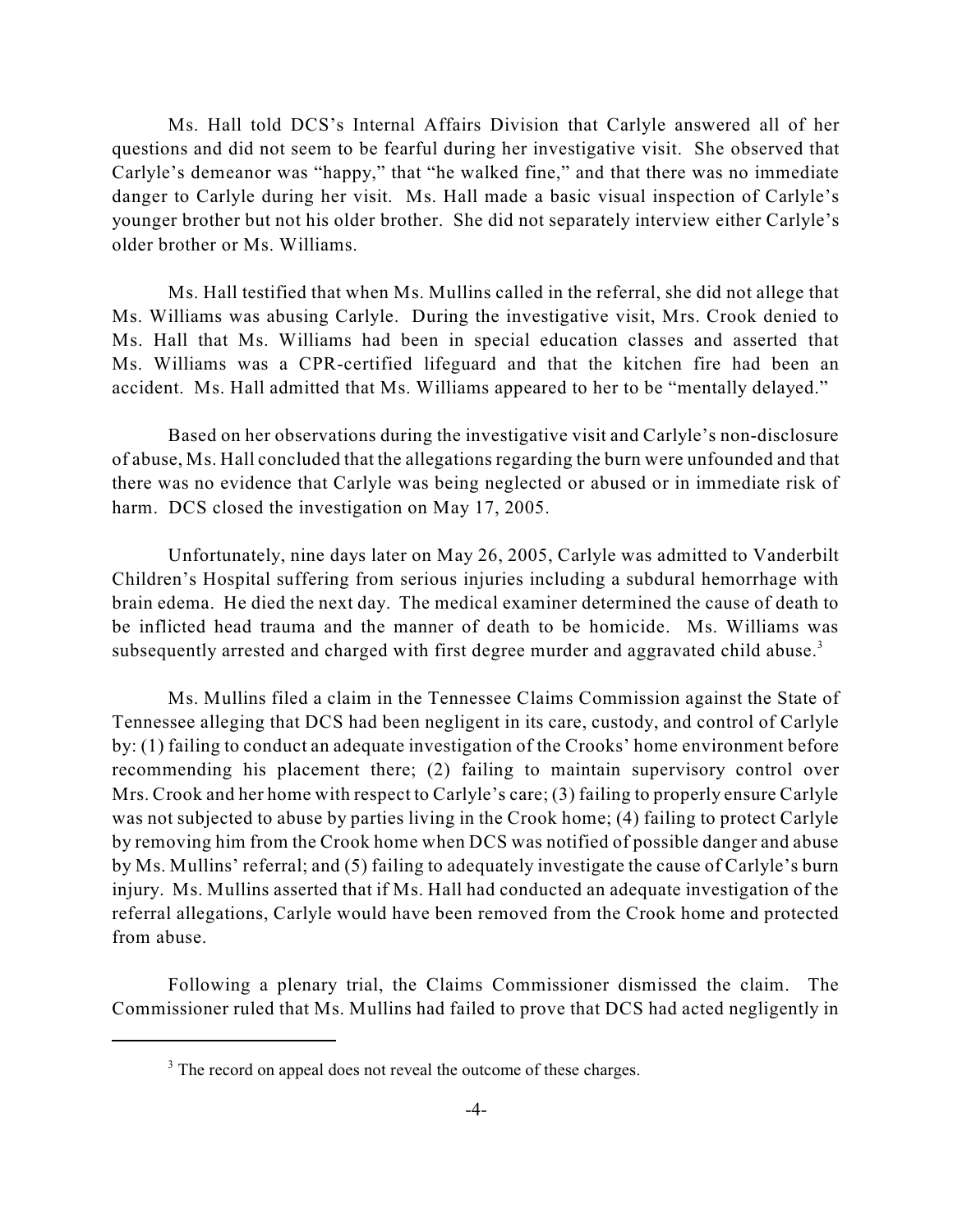Ms. Hall told DCS's Internal Affairs Division that Carlyle answered all of her questions and did not seem to be fearful during her investigative visit. She observed that Carlyle's demeanor was "happy," that "he walked fine," and that there was no immediate danger to Carlyle during her visit. Ms. Hall made a basic visual inspection of Carlyle's younger brother but not his older brother. She did not separately interview either Carlyle's older brother or Ms. Williams.

Ms. Hall testified that when Ms. Mullins called in the referral, she did not allege that Ms. Williams was abusing Carlyle. During the investigative visit, Mrs. Crook denied to Ms. Hall that Ms. Williams had been in special education classes and asserted that Ms. Williams was a CPR-certified lifeguard and that the kitchen fire had been an accident. Ms. Hall admitted that Ms. Williams appeared to her to be "mentally delayed."

Based on her observations during the investigative visit and Carlyle's non-disclosure of abuse, Ms. Hall concluded that the allegations regarding the burn were unfounded and that there was no evidence that Carlyle was being neglected or abused or in immediate risk of harm. DCS closed the investigation on May 17, 2005.

Unfortunately, nine days later on May 26, 2005, Carlyle was admitted to Vanderbilt Children's Hospital suffering from serious injuries including a subdural hemorrhage with brain edema. He died the next day. The medical examiner determined the cause of death to be inflicted head trauma and the manner of death to be homicide. Ms. Williams was subsequently arrested and charged with first degree murder and aggravated child abuse.[3]

Ms. Mullins filed a claim in the Tennessee Claims Commission against the State of Tennessee alleging that DCS had been negligent in its care, custody, and control of Carlyle by: (1) failing to conduct an adequate investigation of the Crooks' home environment before recommending his placement there; (2) failing to maintain supervisory control over Mrs. Crook and her home with respect to Carlyle's care; (3) failing to properly ensure Carlyle was not subjected to abuse by parties living in the Crook home; (4) failing to protect Carlyle by removing him from the Crook home when DCS was notified of possible danger and abuse by Ms. Mullins' referral; and (5) failing to adequately investigate the cause of Carlyle's burn injury. Ms. Mullins asserted that if Ms. Hall had conducted an adequate investigation of the referral allegations, Carlyle would have been removed from the Crook home and protected from abuse.

Following a plenary trial, the Claims Commissioner dismissed the claim. The Commissioner ruled that Ms. Mullins had failed to prove that DCS had acted negligently in

[3] The record on appeal does not reveal the outcome of these charges.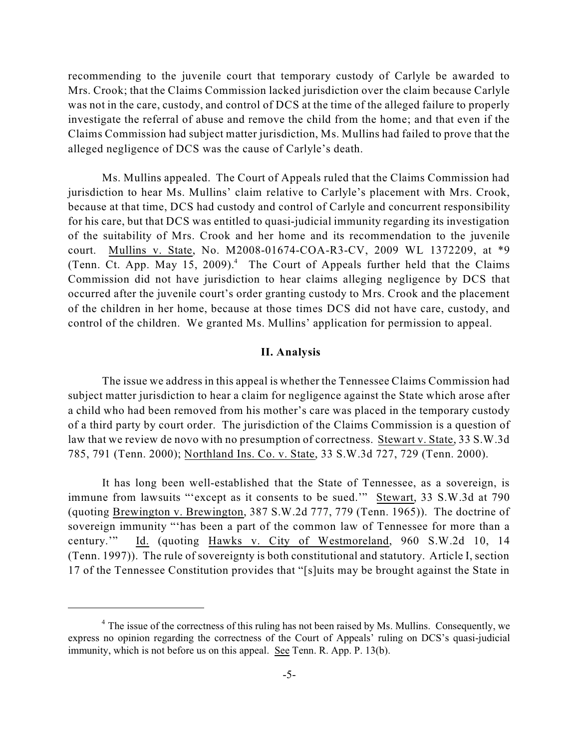recommending to the juvenile court that temporary custody of Carlyle be awarded to Mrs. Crook; that the Claims Commission lacked jurisdiction over the claim because Carlyle was not in the care, custody, and control of DCS at the time of the alleged failure to properly investigate the referral of abuse and remove the child from the home; and that even if the Claims Commission had subject matter jurisdiction, Ms. Mullins had failed to prove that the alleged negligence of DCS was the cause of Carlyle's death.

Ms. Mullins appealed. The Court of Appeals ruled that the Claims Commission had jurisdiction to hear Ms. Mullins' claim relative to Carlyle's placement with Mrs. Crook, because at that time, DCS had custody and control of Carlyle and concurrent responsibility for his care, but that DCS was entitled to quasi-judicial immunity regarding its investigation of the suitability of Mrs. Crook and her home and its recommendation to the juvenile court. Mullins v. State, No. M2008-01674-COA-R3-CV, 2009 WL 1372209, at *9 (Tenn. Ct. App. May 15, 2009).[4] The Court of Appeals further held that the Claims Commission did not have jurisdiction to hear claims alleging negligence by DCS that occurred after the juvenile court's order granting custody to Mrs. Crook and the placement of the children in her home, because at those times DCS did not have care, custody, and control of the children. We granted Ms. Mullins' application for permission to appeal.

## II. Analysis

The issue we address in this appeal is whether the Tennessee Claims Commission had subject matter jurisdiction to hear a claim for negligence against the State which arose after a child who had been removed from his mother's care was placed in the temporary custody of a third party by court order. The jurisdiction of the Claims Commission is a question of law that we review de novo with no presumption of correctness. Stewart v. State, 33 S.W.3d 785, 791 (Tenn. 2000); Northland Ins. Co. v. State, 33 S.W.3d 727, 729 (Tenn. 2000).

It has long been well-established that the State of Tennessee, as a sovereign, is immune from lawsuits "'except as it consents to be sued.'" Stewart, 33 S.W.3d at 790 (quoting Brewington v. Brewington, 387 S.W.2d 777, 779 (Tenn. 1965)). The doctrine of sovereign immunity "'has been a part of the common law of Tennessee for more than a century.'" Id. (quoting Hawks v. City of Westmoreland, 960 S.W.2d 10, 14 (Tenn. 1997)). The rule of sovereignty is both constitutional and statutory. Article I, section 17 of the Tennessee Constitution provides that "[s]uits may be brought against the State in

---

[4] The issue of the correctness of this ruling has not been raised by Ms. Mullins. Consequently, we express no opinion regarding the correctness of the Court of Appeals' ruling on DCS's quasi-judicial immunity, which is not before us on this appeal. See Tenn. R. App. P. 13(b).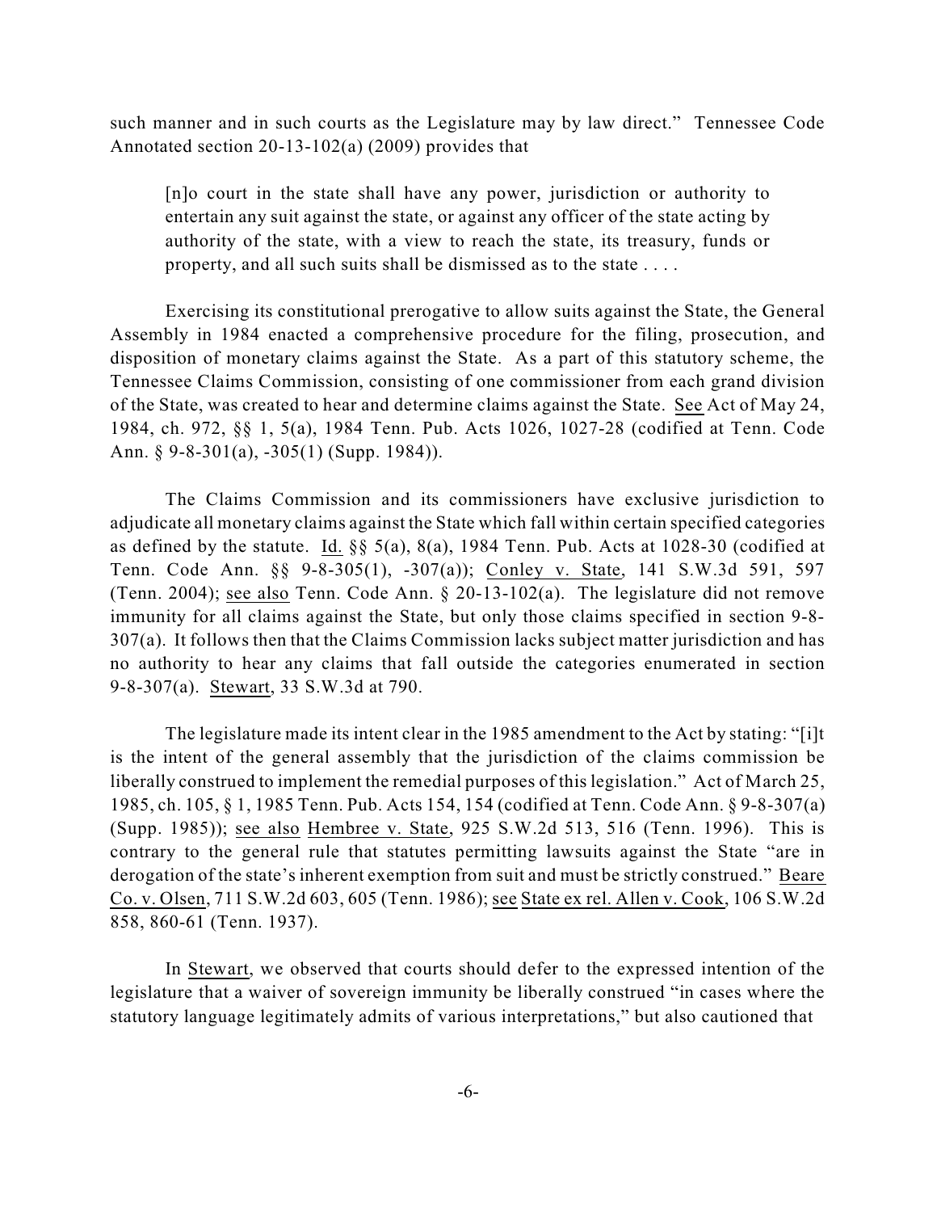such manner and in such courts as the Legislature may by law direct." Tennessee Code Annotated section 20-13-102(a) (2009) provides that

> [n]o court in the state shall have any power, jurisdiction or authority to entertain any suit against the state, or against any officer of the state acting by authority of the state, with a view to reach the state, its treasury, funds or property, and all such suits shall be dismissed as to the state . . . .

Exercising its constitutional prerogative to allow suits against the State, the General Assembly in 1984 enacted a comprehensive procedure for the filing, prosecution, and disposition of monetary claims against the State. As a part of this statutory scheme, the Tennessee Claims Commission, consisting of one commissioner from each grand division of the State, was created to hear and determine claims against the State. See Act of May 24, 1984, ch. 972, §§ 1, 5(a), 1984 Tenn. Pub. Acts 1026, 1027-28 (codified at Tenn. Code Ann. § 9-8-301(a), -305(1) (Supp. 1984)).

The Claims Commission and its commissioners have exclusive jurisdiction to adjudicate all monetary claims against the State which fall within certain specified categories as defined by the statute. Id. §§ 5(a), 8(a), 1984 Tenn. Pub. Acts at 1028-30 (codified at Tenn. Code Ann. §§ 9-8-305(1), -307(a)); Conley v. State, 141 S.W.3d 591, 597 (Tenn. 2004); see also Tenn. Code Ann. § 20-13-102(a). The legislature did not remove immunity for all claims against the State, but only those claims specified in section 9-8-307(a). It follows then that the Claims Commission lacks subject matter jurisdiction and has no authority to hear any claims that fall outside the categories enumerated in section 9-8-307(a). Stewart, 33 S.W.3d at 790.

The legislature made its intent clear in the 1985 amendment to the Act by stating: "[i]t is the intent of the general assembly that the jurisdiction of the claims commission be liberally construed to implement the remedial purposes of this legislation." Act of March 25, 1985, ch. 105, § 1, 1985 Tenn. Pub. Acts 154, 154 (codified at Tenn. Code Ann. § 9-8-307(a) (Supp. 1985)); see also Hembree v. State, 925 S.W.2d 513, 516 (Tenn. 1996). This is contrary to the general rule that statutes permitting lawsuits against the State "are in derogation of the state's inherent exemption from suit and must be strictly construed." Beare Co. v. Olsen, 711 S.W.2d 603, 605 (Tenn. 1986); see State ex rel. Allen v. Cook, 106 S.W.2d 858, 860-61 (Tenn. 1937).

In Stewart, we observed that courts should defer to the expressed intention of the legislature that a waiver of sovereign immunity be liberally construed "in cases where the statutory language legitimately admits of various interpretations," but also cautioned that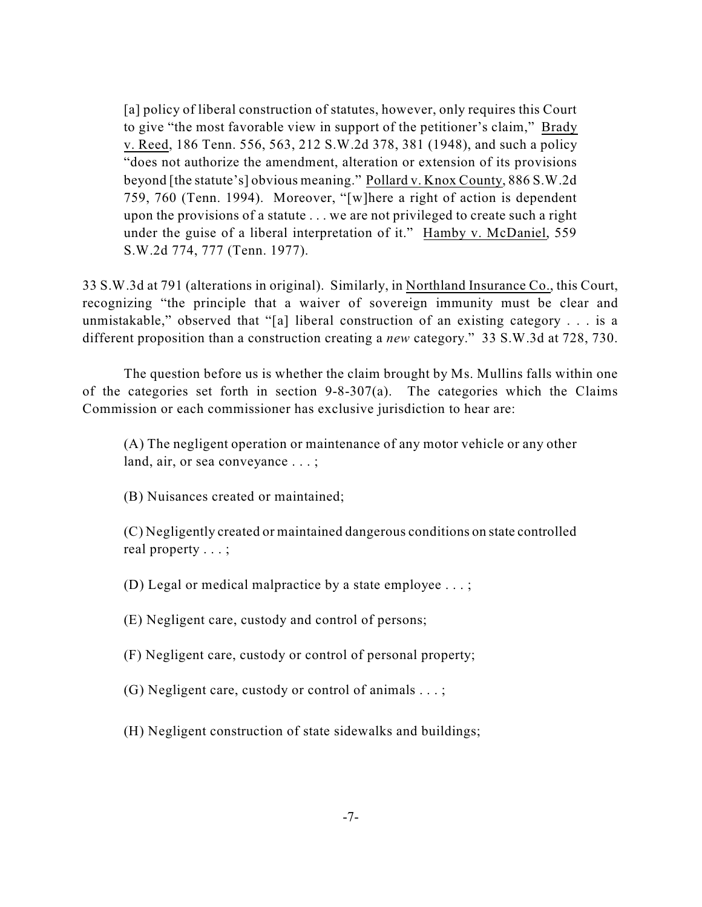> [a] policy of liberal construction of statutes, however, only requires this Court to give "the most favorable view in support of the petitioner's claim," Brady v. Reed, 186 Tenn. 556, 563, 212 S.W.2d 378, 381 (1948), and such a policy "does not authorize the amendment, alteration or extension of its provisions beyond [the statute's] obvious meaning." Pollard v. Knox County, 886 S.W.2d 759, 760 (Tenn. 1994). Moreover, "[w]here a right of action is dependent upon the provisions of a statute . . . we are not privileged to create such a right under the guise of a liberal interpretation of it." Hamby v. McDaniel, 559 S.W.2d 774, 777 (Tenn. 1977).

33 S.W.3d at 791 (alterations in original). Similarly, in Northland Insurance Co., this Court, recognizing "the principle that a waiver of sovereign immunity must be clear and unmistakable," observed that "[a] liberal construction of an existing category . . . is a different proposition than a construction creating a *new* category." 33 S.W.3d at 728, 730.

The question before us is whether the claim brought by Ms. Mullins falls within one of the categories set forth in section 9-8-307(a). The categories which the Claims Commission or each commissioner has exclusive jurisdiction to hear are:

> (A) The negligent operation or maintenance of any motor vehicle or any other land, air, or sea conveyance . . . ;
>
> (B) Nuisances created or maintained;
>
> (C) Negligently created or maintained dangerous conditions on state controlled real property . . . ;
>
> (D) Legal or medical malpractice by a state employee . . . ;
>
> (E) Negligent care, custody and control of persons;
>
> (F) Negligent care, custody or control of personal property;
>
> (G) Negligent care, custody or control of animals . . . ;
>
> (H) Negligent construction of state sidewalks and buildings;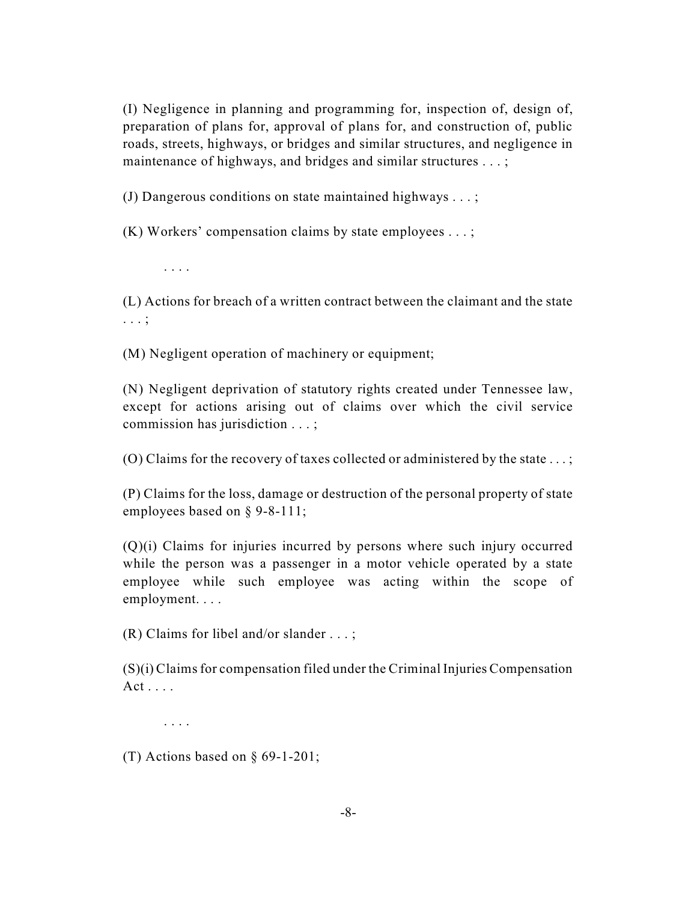(I) Negligence in planning and programming for, inspection of, design of, preparation of plans for, approval of plans for, and construction of, public roads, streets, highways, or bridges and similar structures, and negligence in maintenance of highways, and bridges and similar structures . . . ;

(J) Dangerous conditions on state maintained highways . . . ;

(K) Workers' compensation claims by state employees . . . ;

. . . .

(L) Actions for breach of a written contract between the claimant and the state . . . ;

(M) Negligent operation of machinery or equipment;

(N) Negligent deprivation of statutory rights created under Tennessee law, except for actions arising out of claims over which the civil service commission has jurisdiction . . . ;

(O) Claims for the recovery of taxes collected or administered by the state . . . ;

(P) Claims for the loss, damage or destruction of the personal property of state employees based on § 9-8-111;

(Q)(i) Claims for injuries incurred by persons where such injury occurred while the person was a passenger in a motor vehicle operated by a state employee while such employee was acting within the scope of employment. . . .

(R) Claims for libel and/or slander . . . ;

(S)(i) Claims for compensation filed under the Criminal Injuries Compensation Act . . . .

. . . .

(T) Actions based on § 69-1-201;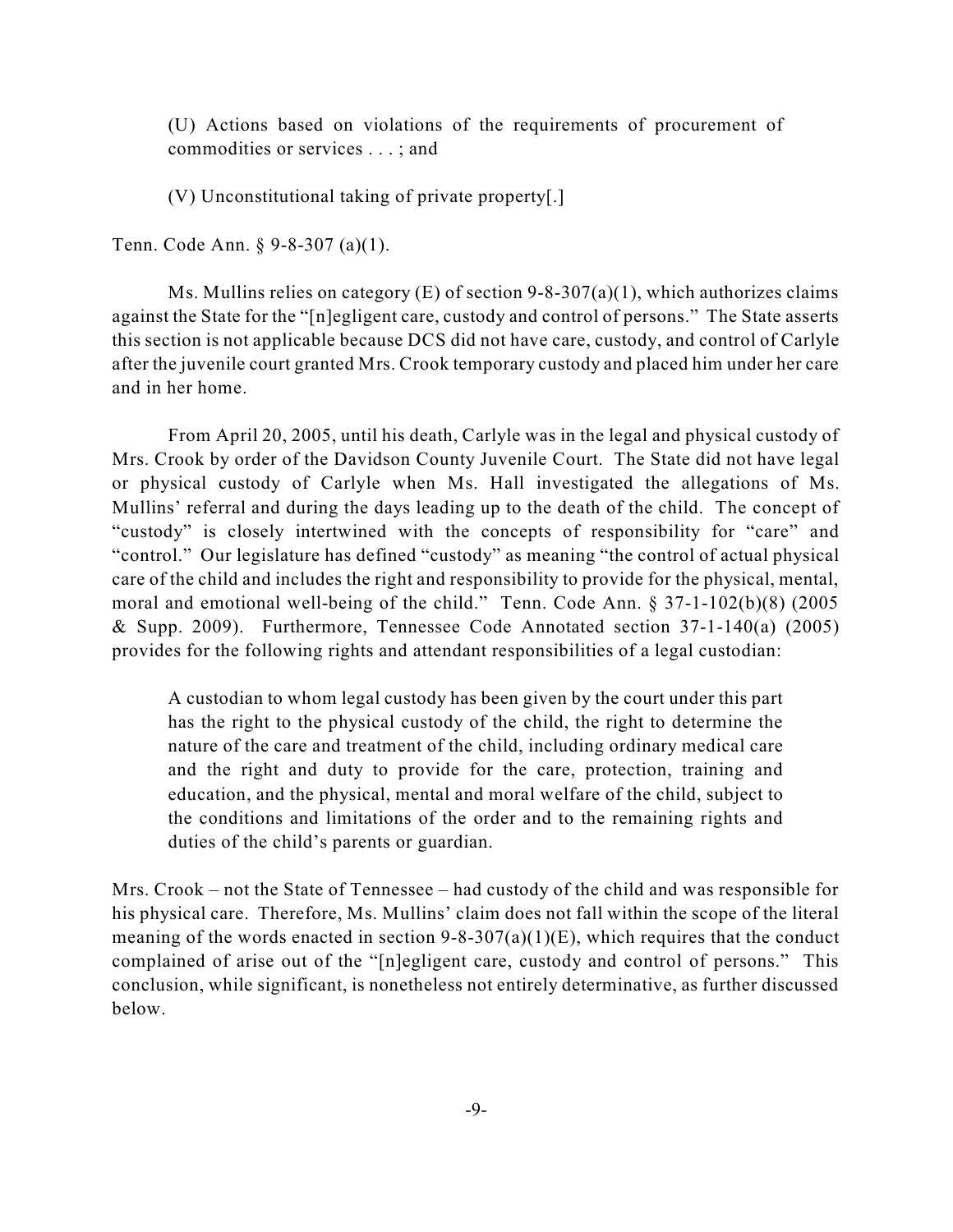> (U) Actions based on violations of the requirements of procurement of commodities or services . . . ; and
>
> (V) Unconstitutional taking of private property[.]

Tenn. Code Ann. § 9-8-307 (a)(1).

Ms. Mullins relies on category (E) of section 9-8-307(a)(1), which authorizes claims against the State for the "[n]egligent care, custody and control of persons." The State asserts this section is not applicable because DCS did not have care, custody, and control of Carlyle after the juvenile court granted Mrs. Crook temporary custody and placed him under her care and in her home.

From April 20, 2005, until his death, Carlyle was in the legal and physical custody of Mrs. Crook by order of the Davidson County Juvenile Court. The State did not have legal or physical custody of Carlyle when Ms. Hall investigated the allegations of Ms. Mullins' referral and during the days leading up to the death of the child. The concept of "custody" is closely intertwined with the concepts of responsibility for "care" and "control." Our legislature has defined "custody" as meaning "the control of actual physical care of the child and includes the right and responsibility to provide for the physical, mental, moral and emotional well-being of the child." Tenn. Code Ann. § 37-1-102(b)(8) (2005 & Supp. 2009). Furthermore, Tennessee Code Annotated section 37-1-140(a) (2005) provides for the following rights and attendant responsibilities of a legal custodian:

> A custodian to whom legal custody has been given by the court under this part has the right to the physical custody of the child, the right to determine the nature of the care and treatment of the child, including ordinary medical care and the right and duty to provide for the care, protection, training and education, and the physical, mental and moral welfare of the child, subject to the conditions and limitations of the order and to the remaining rights and duties of the child's parents or guardian.

Mrs. Crook – not the State of Tennessee – had custody of the child and was responsible for his physical care. Therefore, Ms. Mullins' claim does not fall within the scope of the literal meaning of the words enacted in section 9-8-307(a)(1)(E), which requires that the conduct complained of arise out of the "[n]egligent care, custody and control of persons." This conclusion, while significant, is nonetheless not entirely determinative, as further discussed below.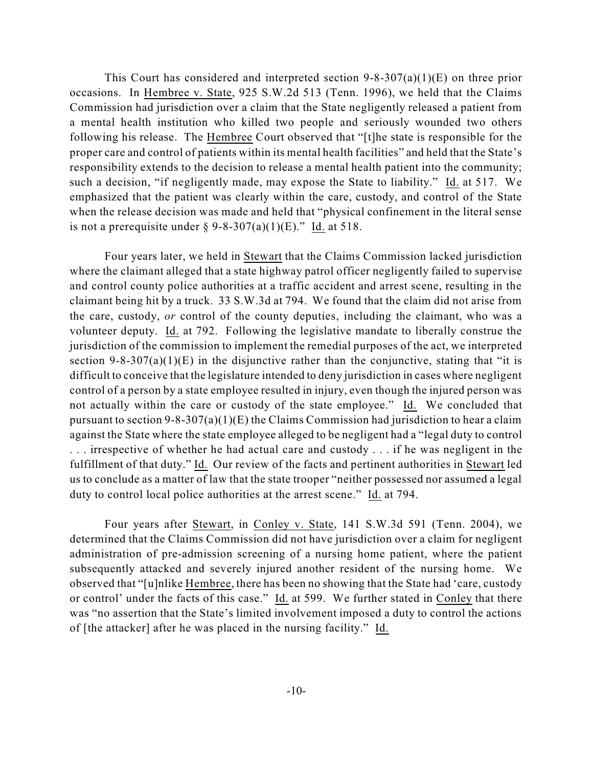This Court has considered and interpreted section 9-8-307(a)(1)(E) on three prior occasions. In Hembree v. State, 925 S.W.2d 513 (Tenn. 1996), we held that the Claims Commission had jurisdiction over a claim that the State negligently released a patient from a mental health institution who killed two people and seriously wounded two others following his release. The Hembree Court observed that "[t]he state is responsible for the proper care and control of patients within its mental health facilities" and held that the State's responsibility extends to the decision to release a mental health patient into the community; such a decision, "if negligently made, may expose the State to liability." Id. at 517. We emphasized that the patient was clearly within the care, custody, and control of the State when the release decision was made and held that "physical confinement in the literal sense is not a prerequisite under § 9-8-307(a)(1)(E)." Id. at 518.

Four years later, we held in Stewart that the Claims Commission lacked jurisdiction where the claimant alleged that a state highway patrol officer negligently failed to supervise and control county police authorities at a traffic accident and arrest scene, resulting in the claimant being hit by a truck. 33 S.W.3d at 794. We found that the claim did not arise from the care, custody, *or* control of the county deputies, including the claimant, who was a volunteer deputy. Id. at 792. Following the legislative mandate to liberally construe the jurisdiction of the commission to implement the remedial purposes of the act, we interpreted section 9-8-307(a)(1)(E) in the disjunctive rather than the conjunctive, stating that "it is difficult to conceive that the legislature intended to deny jurisdiction in cases where negligent control of a person by a state employee resulted in injury, even though the injured person was not actually within the care or custody of the state employee." Id. We concluded that pursuant to section 9-8-307(a)(1)(E) the Claims Commission had jurisdiction to hear a claim against the State where the state employee alleged to be negligent had a "legal duty to control . . . irrespective of whether he had actual care and custody . . . if he was negligent in the fulfillment of that duty." Id. Our review of the facts and pertinent authorities in Stewart led us to conclude as a matter of law that the state trooper "neither possessed nor assumed a legal duty to control local police authorities at the arrest scene." Id. at 794.

Four years after Stewart, in Conley v. State, 141 S.W.3d 591 (Tenn. 2004), we determined that the Claims Commission did not have jurisdiction over a claim for negligent administration of pre-admission screening of a nursing home patient, where the patient subsequently attacked and severely injured another resident of the nursing home. We observed that "[u]nlike Hembree, there has been no showing that the State had 'care, custody or control' under the facts of this case." Id. at 599. We further stated in Conley that there was "no assertion that the State's limited involvement imposed a duty to control the actions of [the attacker] after he was placed in the nursing facility." Id.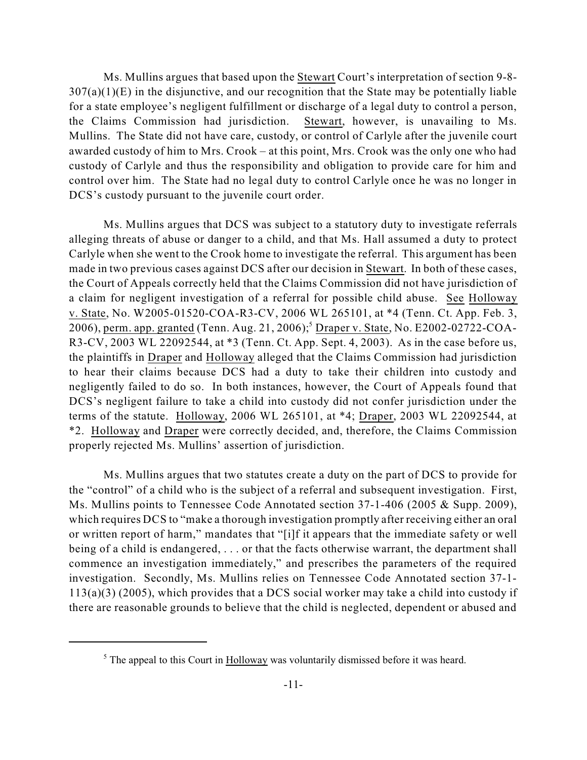Ms. Mullins argues that based upon the Stewart Court's interpretation of section 9-8-307(a)(1)(E) in the disjunctive, and our recognition that the State may be potentially liable for a state employee's negligent fulfillment or discharge of a legal duty to control a person, the Claims Commission had jurisdiction. Stewart, however, is unavailing to Ms. Mullins. The State did not have care, custody, or control of Carlyle after the juvenile court awarded custody of him to Mrs. Crook – at this point, Mrs. Crook was the only one who had custody of Carlyle and thus the responsibility and obligation to provide care for him and control over him. The State had no legal duty to control Carlyle once he was no longer in DCS's custody pursuant to the juvenile court order.

Ms. Mullins argues that DCS was subject to a statutory duty to investigate referrals alleging threats of abuse or danger to a child, and that Ms. Hall assumed a duty to protect Carlyle when she went to the Crook home to investigate the referral. This argument has been made in two previous cases against DCS after our decision in Stewart. In both of these cases, the Court of Appeals correctly held that the Claims Commission did not have jurisdiction of a claim for negligent investigation of a referral for possible child abuse. See Holloway v. State, No. W2005-01520-COA-R3-CV, 2006 WL 265101, at *4 (Tenn. Ct. App. Feb. 3, 2006), perm. app. granted (Tenn. Aug. 21, 2006);[5] Draper v. State, No. E2002-02722-COA-R3-CV, 2003 WL 22092544, at *3 (Tenn. Ct. App. Sept. 4, 2003). As in the case before us, the plaintiffs in Draper and Holloway alleged that the Claims Commission had jurisdiction to hear their claims because DCS had a duty to take their children into custody and negligently failed to do so. In both instances, however, the Court of Appeals found that DCS's negligent failure to take a child into custody did not confer jurisdiction under the terms of the statute. Holloway, 2006 WL 265101, at *4; Draper, 2003 WL 22092544, at *2. Holloway and Draper were correctly decided, and, therefore, the Claims Commission properly rejected Ms. Mullins' assertion of jurisdiction.

Ms. Mullins argues that two statutes create a duty on the part of DCS to provide for the "control" of a child who is the subject of a referral and subsequent investigation. First, Ms. Mullins points to Tennessee Code Annotated section 37-1-406 (2005 & Supp. 2009), which requires DCS to "make a thorough investigation promptly after receiving either an oral or written report of harm," mandates that "[i]f it appears that the immediate safety or well being of a child is endangered, . . . or that the facts otherwise warrant, the department shall commence an investigation immediately," and prescribes the parameters of the required investigation. Secondly, Ms. Mullins relies on Tennessee Code Annotated section 37-1-113(a)(3) (2005), which provides that a DCS social worker may take a child into custody if there are reasonable grounds to believe that the child is neglected, dependent or abused and

[5] The appeal to this Court in Holloway was voluntarily dismissed before it was heard.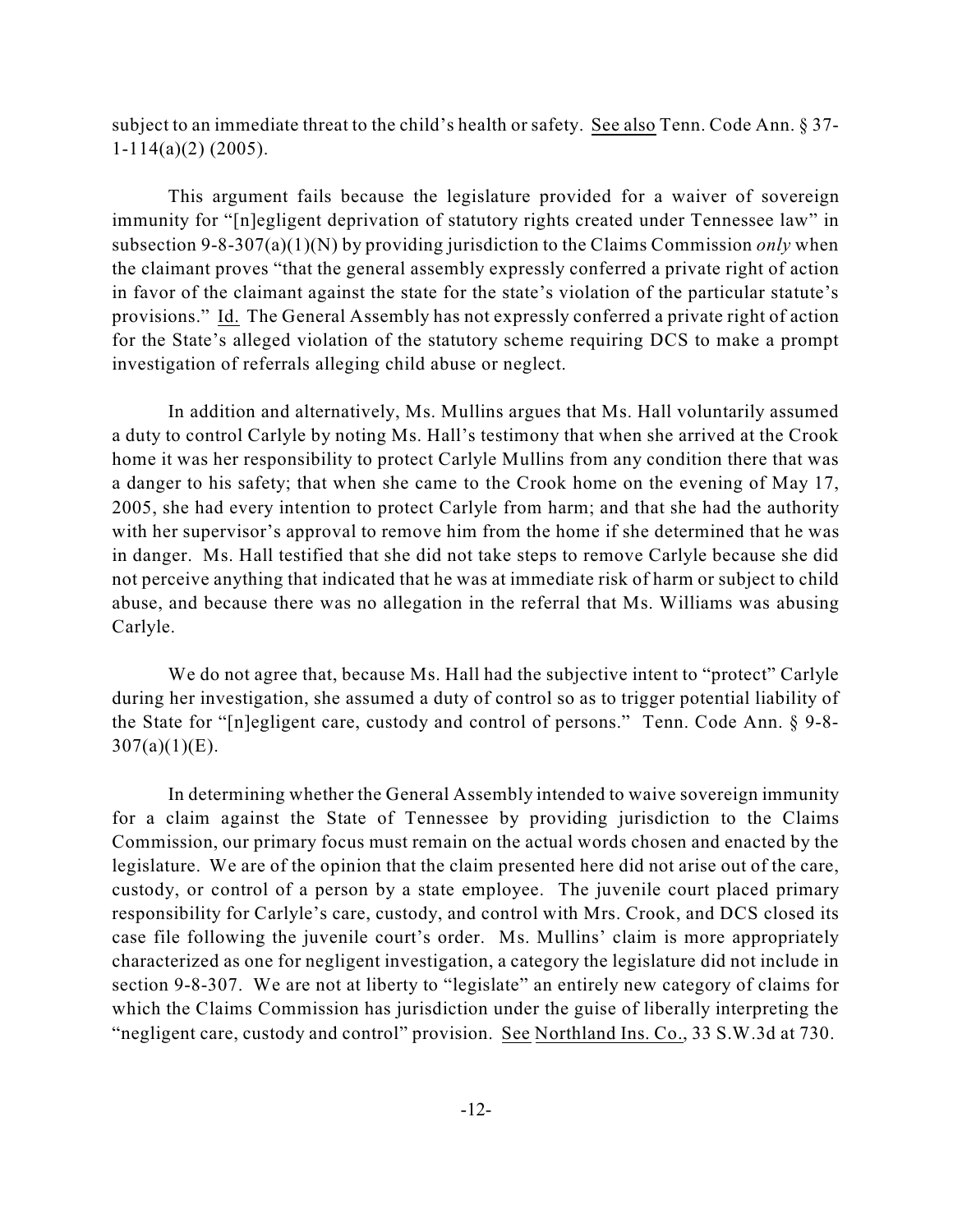subject to an immediate threat to the child's health or safety. See also Tenn. Code Ann. § 37-1-114(a)(2) (2005).

This argument fails because the legislature provided for a waiver of sovereign immunity for "[n]egligent deprivation of statutory rights created under Tennessee law" in subsection 9-8-307(a)(1)(N) by providing jurisdiction to the Claims Commission *only* when the claimant proves "that the general assembly expressly conferred a private right of action in favor of the claimant against the state for the state's violation of the particular statute's provisions." Id. The General Assembly has not expressly conferred a private right of action for the State's alleged violation of the statutory scheme requiring DCS to make a prompt investigation of referrals alleging child abuse or neglect.

In addition and alternatively, Ms. Mullins argues that Ms. Hall voluntarily assumed a duty to control Carlyle by noting Ms. Hall's testimony that when she arrived at the Crook home it was her responsibility to protect Carlyle Mullins from any condition there that was a danger to his safety; that when she came to the Crook home on the evening of May 17, 2005, she had every intention to protect Carlyle from harm; and that she had the authority with her supervisor's approval to remove him from the home if she determined that he was in danger. Ms. Hall testified that she did not take steps to remove Carlyle because she did not perceive anything that indicated that he was at immediate risk of harm or subject to child abuse, and because there was no allegation in the referral that Ms. Williams was abusing Carlyle.

We do not agree that, because Ms. Hall had the subjective intent to "protect" Carlyle during her investigation, she assumed a duty of control so as to trigger potential liability of the State for "[n]egligent care, custody and control of persons." Tenn. Code Ann. § 9-8-307(a)(1)(E).

In determining whether the General Assembly intended to waive sovereign immunity for a claim against the State of Tennessee by providing jurisdiction to the Claims Commission, our primary focus must remain on the actual words chosen and enacted by the legislature. We are of the opinion that the claim presented here did not arise out of the care, custody, or control of a person by a state employee. The juvenile court placed primary responsibility for Carlyle's care, custody, and control with Mrs. Crook, and DCS closed its case file following the juvenile court's order. Ms. Mullins' claim is more appropriately characterized as one for negligent investigation, a category the legislature did not include in section 9-8-307. We are not at liberty to "legislate" an entirely new category of claims for which the Claims Commission has jurisdiction under the guise of liberally interpreting the "negligent care, custody and control" provision. See Northland Ins. Co., 33 S.W.3d at 730.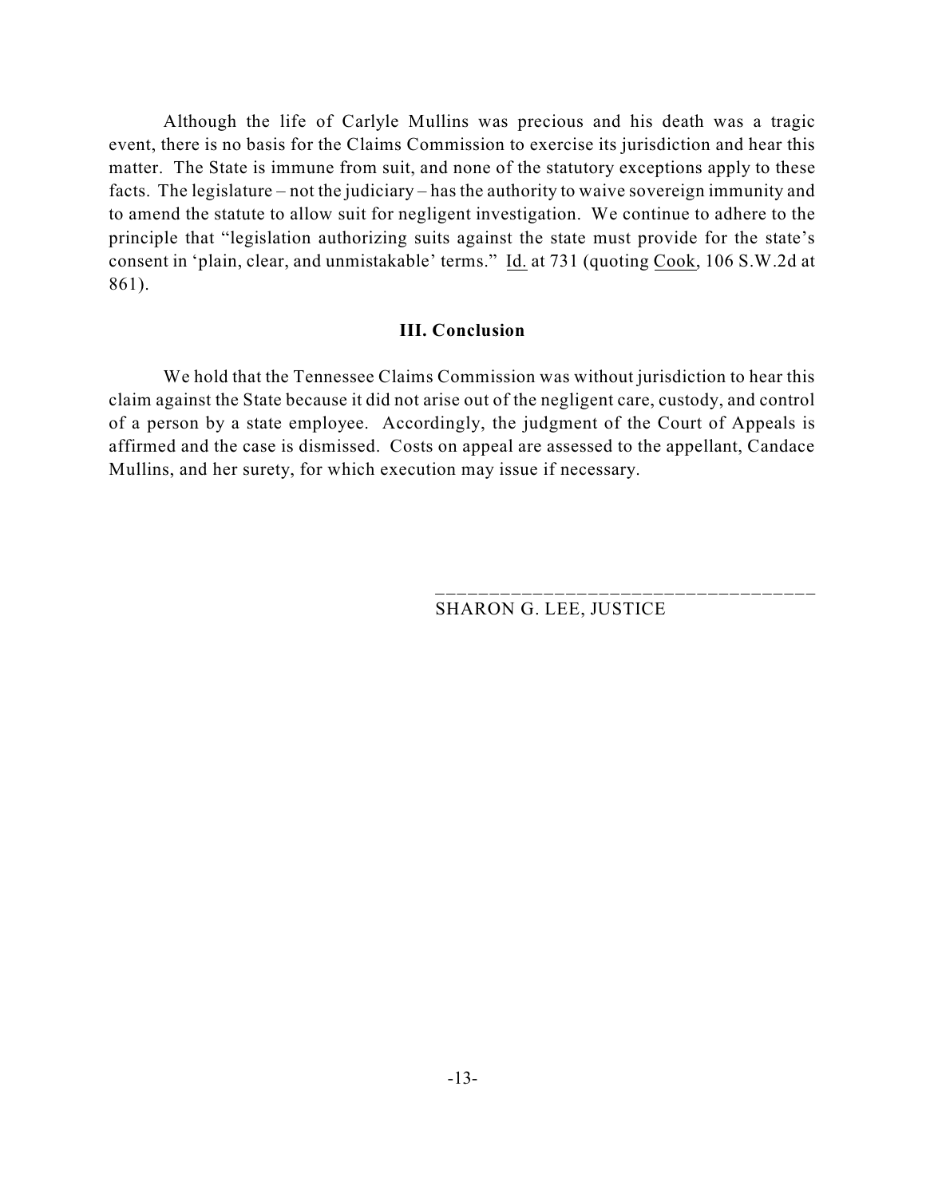Although the life of Carlyle Mullins was precious and his death was a tragic event, there is no basis for the Claims Commission to exercise its jurisdiction and hear this matter. The State is immune from suit, and none of the statutory exceptions apply to these facts. The legislature – not the judiciary – has the authority to waive sovereign immunity and to amend the statute to allow suit for negligent investigation. We continue to adhere to the principle that "legislation authorizing suits against the state must provide for the state's consent in 'plain, clear, and unmistakable' terms." Id. at 731 (quoting Cook, 106 S.W.2d at 861).

### III. Conclusion

We hold that the Tennessee Claims Commission was without jurisdiction to hear this claim against the State because it did not arise out of the negligent care, custody, and control of a person by a state employee. Accordingly, the judgment of the Court of Appeals is affirmed and the case is dismissed. Costs on appeal are assessed to the appellant, Candace Mullins, and her surety, for which execution may issue if necessary.

\_\_\_\_\_\_\_\_\_\_\_\_\_\_\_\_\_\_\_\_\_\_\_\_\_\_\_\_\_\_\_\_\_\_\_

SHARON G. LEE, JUSTICE